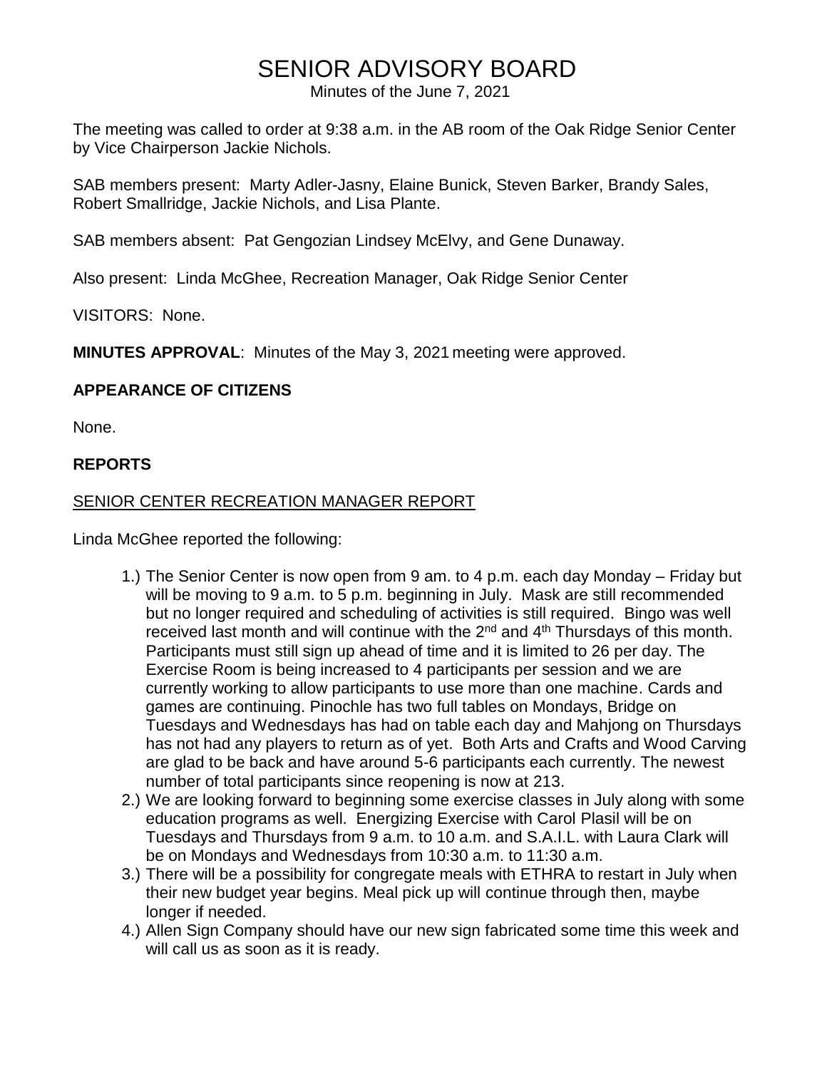# SENIOR ADVISORY BOARD

Minutes of the June 7, 2021

The meeting was called to order at 9:38 a.m. in the AB room of the Oak Ridge Senior Center by Vice Chairperson Jackie Nichols.

SAB members present: Marty Adler-Jasny, Elaine Bunick, Steven Barker, Brandy Sales, Robert Smallridge, Jackie Nichols, and Lisa Plante.

SAB members absent: Pat Gengozian Lindsey McElvy, and Gene Dunaway.

Also present: Linda McGhee, Recreation Manager, Oak Ridge Senior Center

VISITORS: None.

**MINUTES APPROVAL**: Minutes of the May 3, 2021 meeting were approved.

## APPEARANCE OF CITIZENS

None.

## REPORTS

### SENIOR CENTER RECREATION MANAGER REPORT

Linda McGhee reported the following:

1.) The Senior Center is now open from 9 am. to 4 p.m. each day Monday – Friday but will be moving to 9 a.m. to 5 p.m. beginning in July. Mask are still recommended but no longer required and scheduling of activities is still required. Bingo was well received last month and will continue with the 2nd and 4th Thursdays of this month. Participants must still sign up ahead of time and it is limited to 26 per day. The Exercise Room is being increased to 4 participants per session and we are currently working to allow participants to use more than one machine. Cards and games are continuing. Pinochle has two full tables on Mondays, Bridge on Tuesdays and Wednesdays has had on table each day and Mahjong on Thursdays has not had any players to return as of yet. Both Arts and Crafts and Wood Carving are glad to be back and have around 5-6 participants each currently. The newest number of total participants since reopening is now at 213.

2.) We are looking forward to beginning some exercise classes in July along with some education programs as well. Energizing Exercise with Carol Plasil will be on Tuesdays and Thursdays from 9 a.m. to 10 a.m. and S.A.I.L. with Laura Clark will be on Mondays and Wednesdays from 10:30 a.m. to 11:30 a.m.

3.) There will be a possibility for congregate meals with ETHRA to restart in July when their new budget year begins. Meal pick up will continue through then, maybe longer if needed.

4.) Allen Sign Company should have our new sign fabricated some time this week and will call us as soon as it is ready.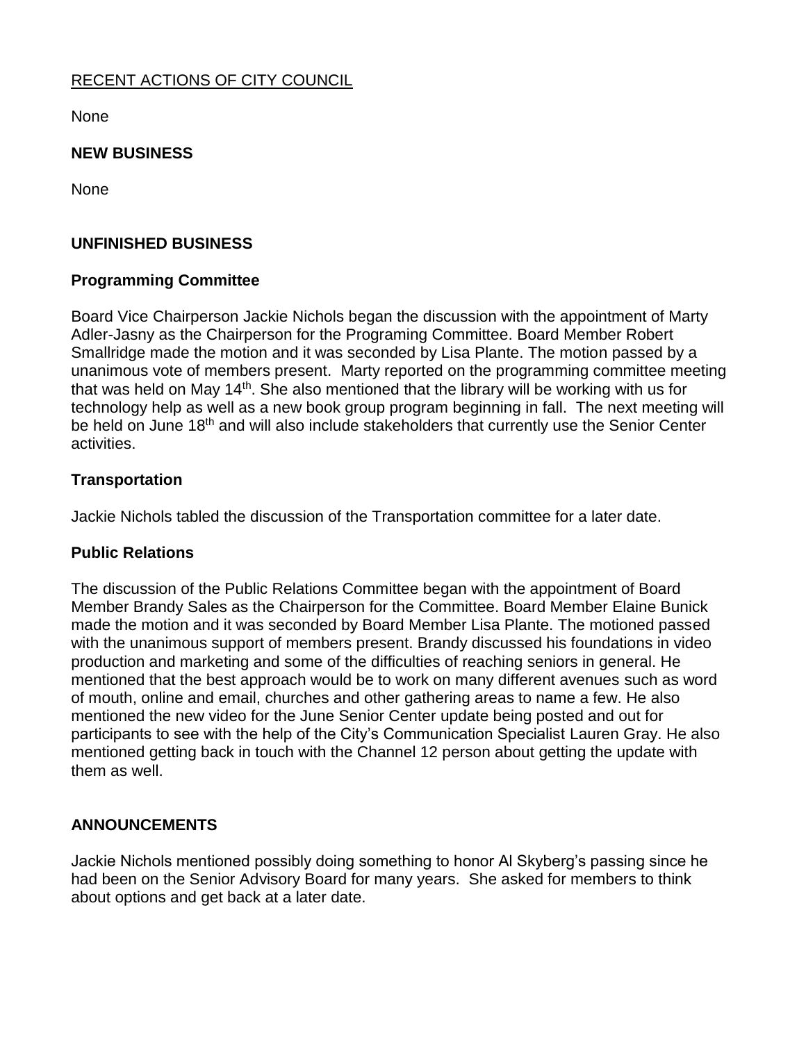RECENT ACTIONS OF CITY COUNCIL

None

**NEW BUSINESS**

None

**UNFINISHED BUSINESS**

**Programming Committee**

Board Vice Chairperson Jackie Nichols began the discussion with the appointment of Marty Adler-Jasny as the Chairperson for the Programing Committee. Board Member Robert Smallridge made the motion and it was seconded by Lisa Plante. The motion passed by a unanimous vote of members present. Marty reported on the programming committee meeting that was held on May 14th. She also mentioned that the library will be working with us for technology help as well as a new book group program beginning in fall. The next meeting will be held on June 18th and will also include stakeholders that currently use the Senior Center activities.

**Transportation**

Jackie Nichols tabled the discussion of the Transportation committee for a later date.

**Public Relations**

The discussion of the Public Relations Committee began with the appointment of Board Member Brandy Sales as the Chairperson for the Committee. Board Member Elaine Bunick made the motion and it was seconded by Board Member Lisa Plante. The motioned passed with the unanimous support of members present. Brandy discussed his foundations in video production and marketing and some of the difficulties of reaching seniors in general. He mentioned that the best approach would be to work on many different avenues such as word of mouth, online and email, churches and other gathering areas to name a few. He also mentioned the new video for the June Senior Center update being posted and out for participants to see with the help of the City's Communication Specialist Lauren Gray. He also mentioned getting back in touch with the Channel 12 person about getting the update with them as well.

**ANNOUNCEMENTS**

Jackie Nichols mentioned possibly doing something to honor Al Skyberg's passing since he had been on the Senior Advisory Board for many years. She asked for members to think about options and get back at a later date.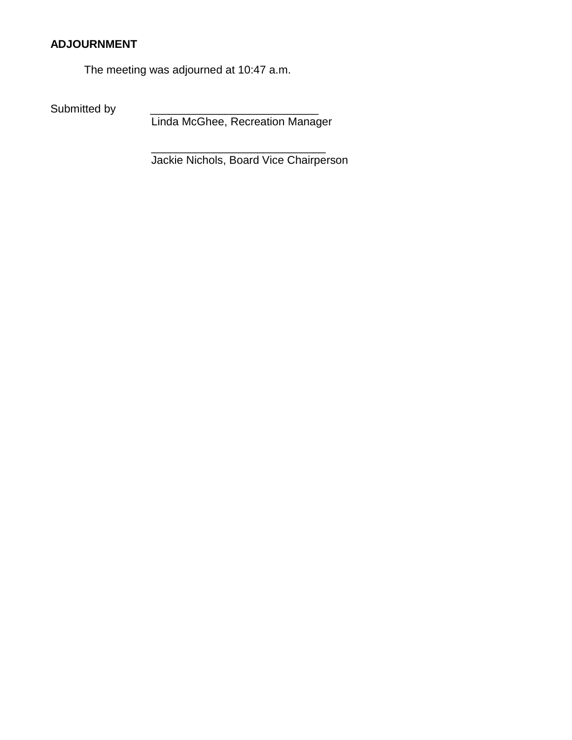**ADJOURNMENT**

The meeting was adjourned at 10:47 a.m.

Submitted by ____________________________
Linda McGhee, Recreation Manager

_____________________________
Jackie Nichols, Board Vice Chairperson